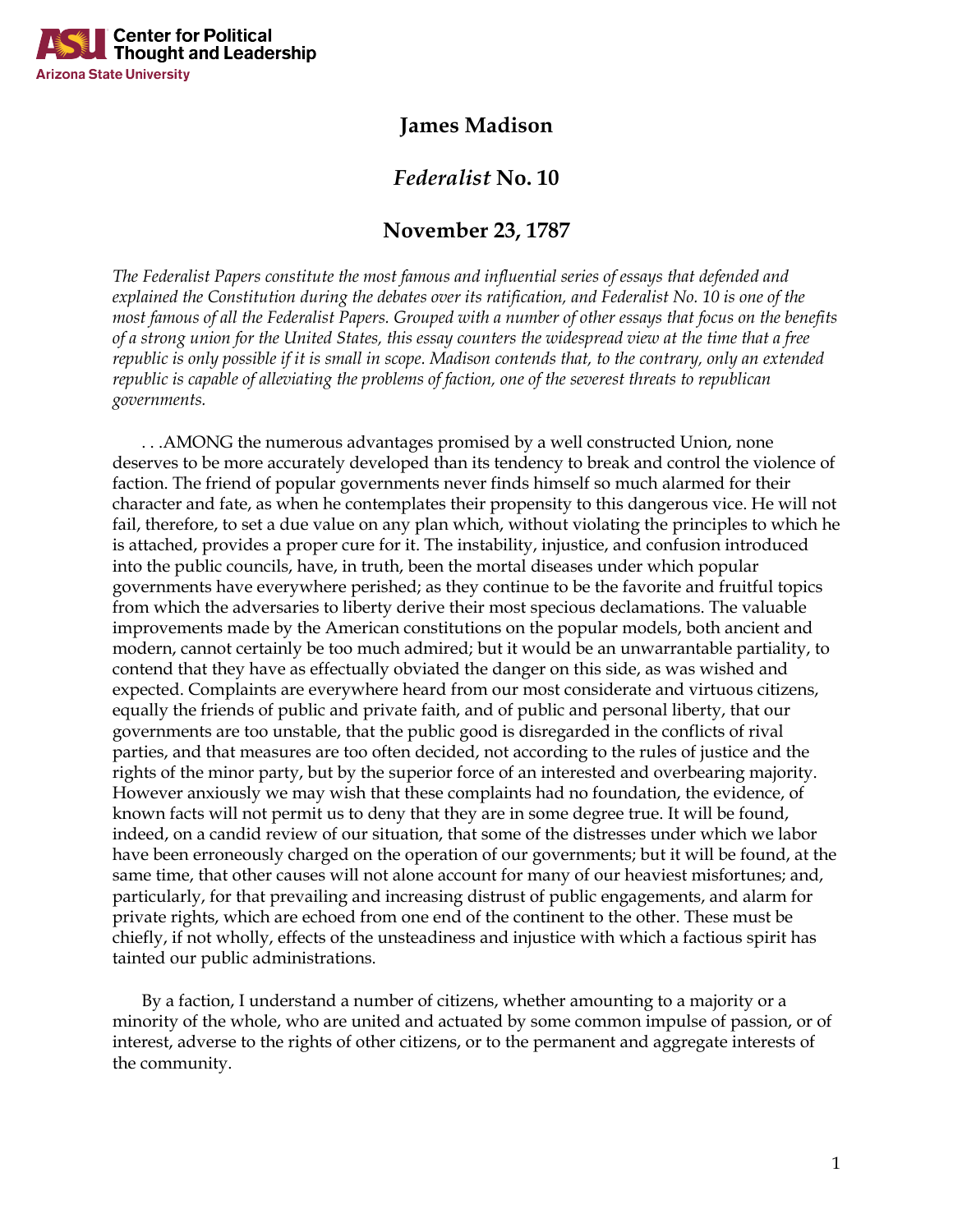# James Madison

## *Federalist* No. 10

## November 23, 1787

*The Federalist Papers constitute the most famous and influential series of essays that defended and explained the Constitution during the debates over its ratification, and Federalist No. 10 is one of the most famous of all the Federalist Papers. Grouped with a number of other essays that focus on the benefits of a strong union for the United States, this essay counters the widespread view at the time that a free republic is only possible if it is small in scope. Madison contends that, to the contrary, only an extended republic is capable of alleviating the problems of faction, one of the severest threats to republican governments.*

. . .AMONG the numerous advantages promised by a well constructed Union, none deserves to be more accurately developed than its tendency to break and control the violence of faction. The friend of popular governments never finds himself so much alarmed for their character and fate, as when he contemplates their propensity to this dangerous vice. He will not fail, therefore, to set a due value on any plan which, without violating the principles to which he is attached, provides a proper cure for it. The instability, injustice, and confusion introduced into the public councils, have, in truth, been the mortal diseases under which popular governments have everywhere perished; as they continue to be the favorite and fruitful topics from which the adversaries to liberty derive their most specious declamations. The valuable improvements made by the American constitutions on the popular models, both ancient and modern, cannot certainly be too much admired; but it would be an unwarrantable partiality, to contend that they have as effectually obviated the danger on this side, as was wished and expected. Complaints are everywhere heard from our most considerate and virtuous citizens, equally the friends of public and private faith, and of public and personal liberty, that our governments are too unstable, that the public good is disregarded in the conflicts of rival parties, and that measures are too often decided, not according to the rules of justice and the rights of the minor party, but by the superior force of an interested and overbearing majority. However anxiously we may wish that these complaints had no foundation, the evidence, of known facts will not permit us to deny that they are in some degree true. It will be found, indeed, on a candid review of our situation, that some of the distresses under which we labor have been erroneously charged on the operation of our governments; but it will be found, at the same time, that other causes will not alone account for many of our heaviest misfortunes; and, particularly, for that prevailing and increasing distrust of public engagements, and alarm for private rights, which are echoed from one end of the continent to the other. These must be chiefly, if not wholly, effects of the unsteadiness and injustice with which a factious spirit has tainted our public administrations.

By a faction, I understand a number of citizens, whether amounting to a majority or a minority of the whole, who are united and actuated by some common impulse of passion, or of interest, adverse to the rights of other citizens, or to the permanent and aggregate interests of the community.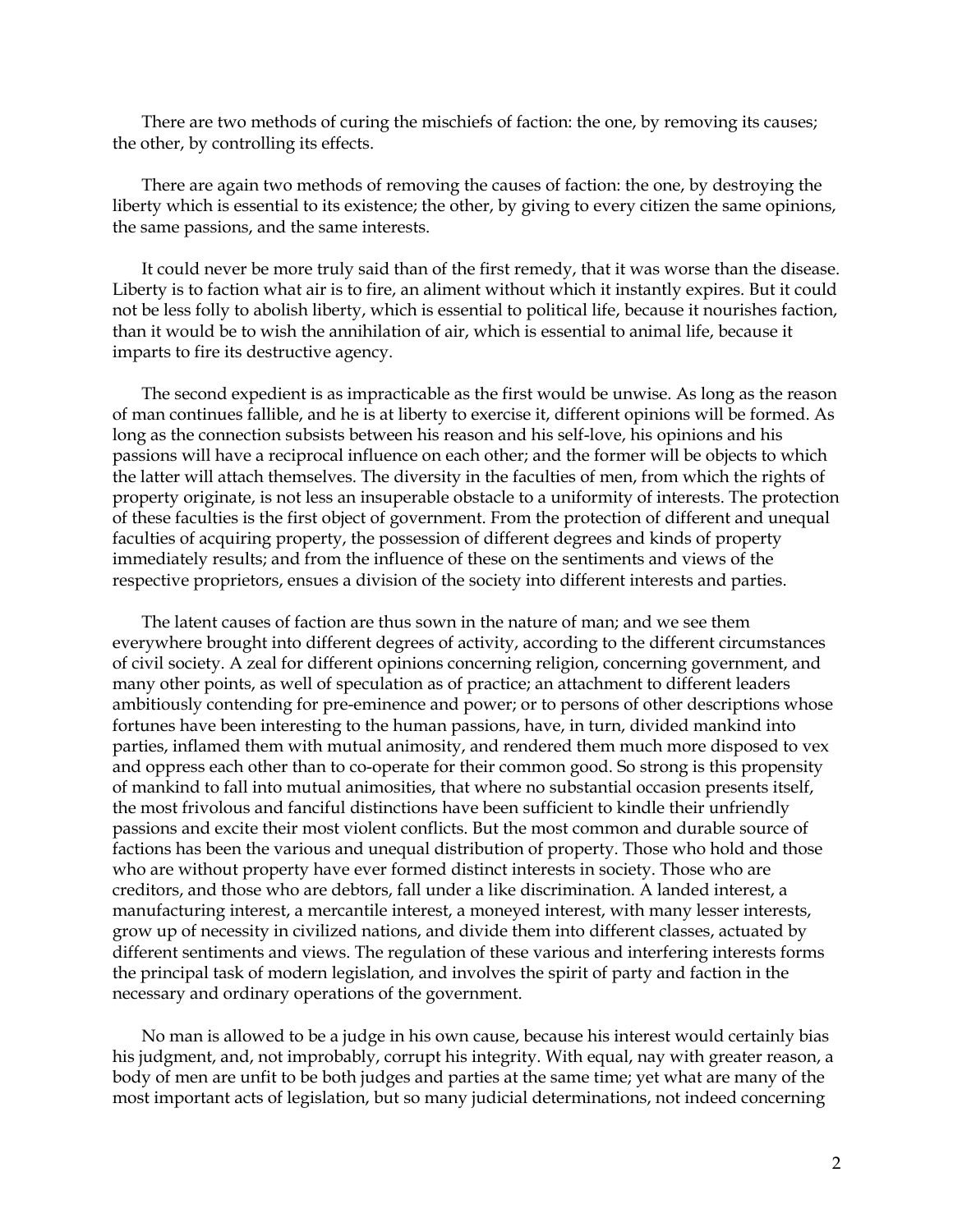There are two methods of curing the mischiefs of faction: the one, by removing its causes; the other, by controlling its effects.

There are again two methods of removing the causes of faction: the one, by destroying the liberty which is essential to its existence; the other, by giving to every citizen the same opinions, the same passions, and the same interests.

It could never be more truly said than of the first remedy, that it was worse than the disease. Liberty is to faction what air is to fire, an aliment without which it instantly expires. But it could not be less folly to abolish liberty, which is essential to political life, because it nourishes faction, than it would be to wish the annihilation of air, which is essential to animal life, because it imparts to fire its destructive agency.

The second expedient is as impracticable as the first would be unwise. As long as the reason of man continues fallible, and he is at liberty to exercise it, different opinions will be formed. As long as the connection subsists between his reason and his self-love, his opinions and his passions will have a reciprocal influence on each other; and the former will be objects to which the latter will attach themselves. The diversity in the faculties of men, from which the rights of property originate, is not less an insuperable obstacle to a uniformity of interests. The protection of these faculties is the first object of government. From the protection of different and unequal faculties of acquiring property, the possession of different degrees and kinds of property immediately results; and from the influence of these on the sentiments and views of the respective proprietors, ensues a division of the society into different interests and parties.

The latent causes of faction are thus sown in the nature of man; and we see them everywhere brought into different degrees of activity, according to the different circumstances of civil society. A zeal for different opinions concerning religion, concerning government, and many other points, as well of speculation as of practice; an attachment to different leaders ambitiously contending for pre-eminence and power; or to persons of other descriptions whose fortunes have been interesting to the human passions, have, in turn, divided mankind into parties, inflamed them with mutual animosity, and rendered them much more disposed to vex and oppress each other than to co-operate for their common good. So strong is this propensity of mankind to fall into mutual animosities, that where no substantial occasion presents itself, the most frivolous and fanciful distinctions have been sufficient to kindle their unfriendly passions and excite their most violent conflicts. But the most common and durable source of factions has been the various and unequal distribution of property. Those who hold and those who are without property have ever formed distinct interests in society. Those who are creditors, and those who are debtors, fall under a like discrimination. A landed interest, a manufacturing interest, a mercantile interest, a moneyed interest, with many lesser interests, grow up of necessity in civilized nations, and divide them into different classes, actuated by different sentiments and views. The regulation of these various and interfering interests forms the principal task of modern legislation, and involves the spirit of party and faction in the necessary and ordinary operations of the government.

No man is allowed to be a judge in his own cause, because his interest would certainly bias his judgment, and, not improbably, corrupt his integrity. With equal, nay with greater reason, a body of men are unfit to be both judges and parties at the same time; yet what are many of the most important acts of legislation, but so many judicial determinations, not indeed concerning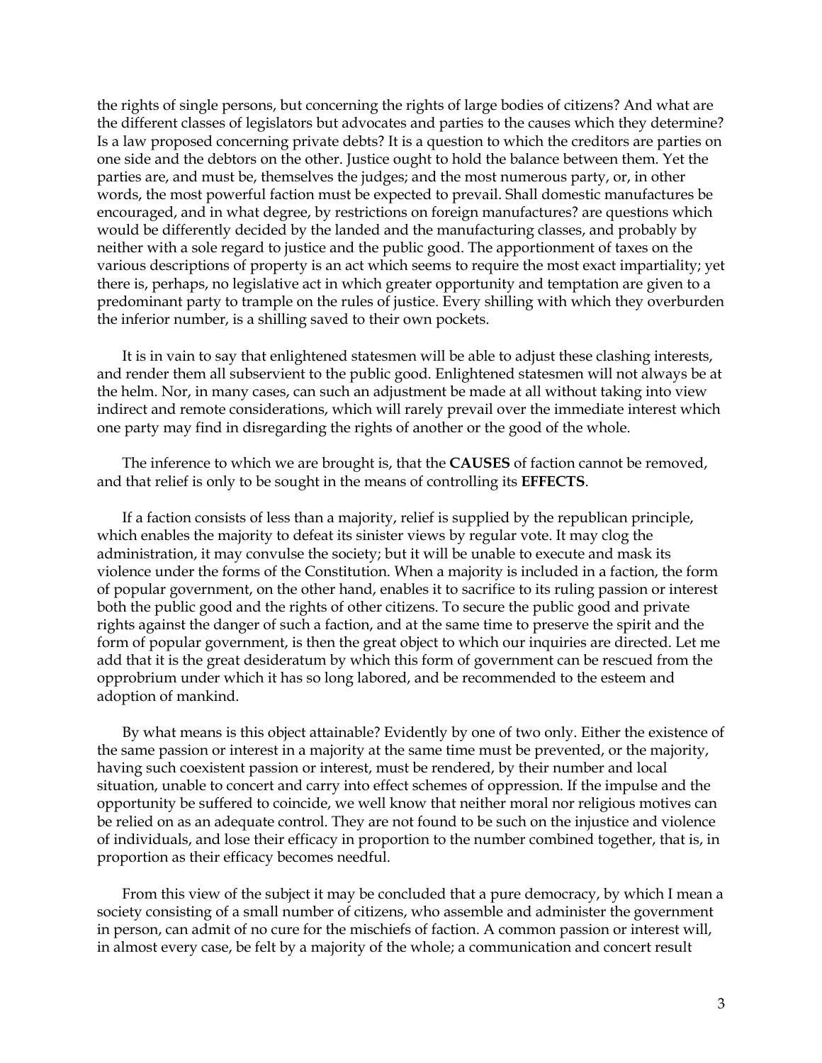the rights of single persons, but concerning the rights of large bodies of citizens? And what are the different classes of legislators but advocates and parties to the causes which they determine? Is a law proposed concerning private debts? It is a question to which the creditors are parties on one side and the debtors on the other. Justice ought to hold the balance between them. Yet the parties are, and must be, themselves the judges; and the most numerous party, or, in other words, the most powerful faction must be expected to prevail. Shall domestic manufactures be encouraged, and in what degree, by restrictions on foreign manufactures? are questions which would be differently decided by the landed and the manufacturing classes, and probably by neither with a sole regard to justice and the public good. The apportionment of taxes on the various descriptions of property is an act which seems to require the most exact impartiality; yet there is, perhaps, no legislative act in which greater opportunity and temptation are given to a predominant party to trample on the rules of justice. Every shilling with which they overburden the inferior number, is a shilling saved to their own pockets.

It is in vain to say that enlightened statesmen will be able to adjust these clashing interests, and render them all subservient to the public good. Enlightened statesmen will not always be at the helm. Nor, in many cases, can such an adjustment be made at all without taking into view indirect and remote considerations, which will rarely prevail over the immediate interest which one party may find in disregarding the rights of another or the good of the whole.

The inference to which we are brought is, that the **CAUSES** of faction cannot be removed, and that relief is only to be sought in the means of controlling its **EFFECTS**.

If a faction consists of less than a majority, relief is supplied by the republican principle, which enables the majority to defeat its sinister views by regular vote. It may clog the administration, it may convulse the society; but it will be unable to execute and mask its violence under the forms of the Constitution. When a majority is included in a faction, the form of popular government, on the other hand, enables it to sacrifice to its ruling passion or interest both the public good and the rights of other citizens. To secure the public good and private rights against the danger of such a faction, and at the same time to preserve the spirit and the form of popular government, is then the great object to which our inquiries are directed. Let me add that it is the great desideratum by which this form of government can be rescued from the opprobrium under which it has so long labored, and be recommended to the esteem and adoption of mankind.

By what means is this object attainable? Evidently by one of two only. Either the existence of the same passion or interest in a majority at the same time must be prevented, or the majority, having such coexistent passion or interest, must be rendered, by their number and local situation, unable to concert and carry into effect schemes of oppression. If the impulse and the opportunity be suffered to coincide, we well know that neither moral nor religious motives can be relied on as an adequate control. They are not found to be such on the injustice and violence of individuals, and lose their efficacy in proportion to the number combined together, that is, in proportion as their efficacy becomes needful.

From this view of the subject it may be concluded that a pure democracy, by which I mean a society consisting of a small number of citizens, who assemble and administer the government in person, can admit of no cure for the mischiefs of faction. A common passion or interest will, in almost every case, be felt by a majority of the whole; a communication and concert result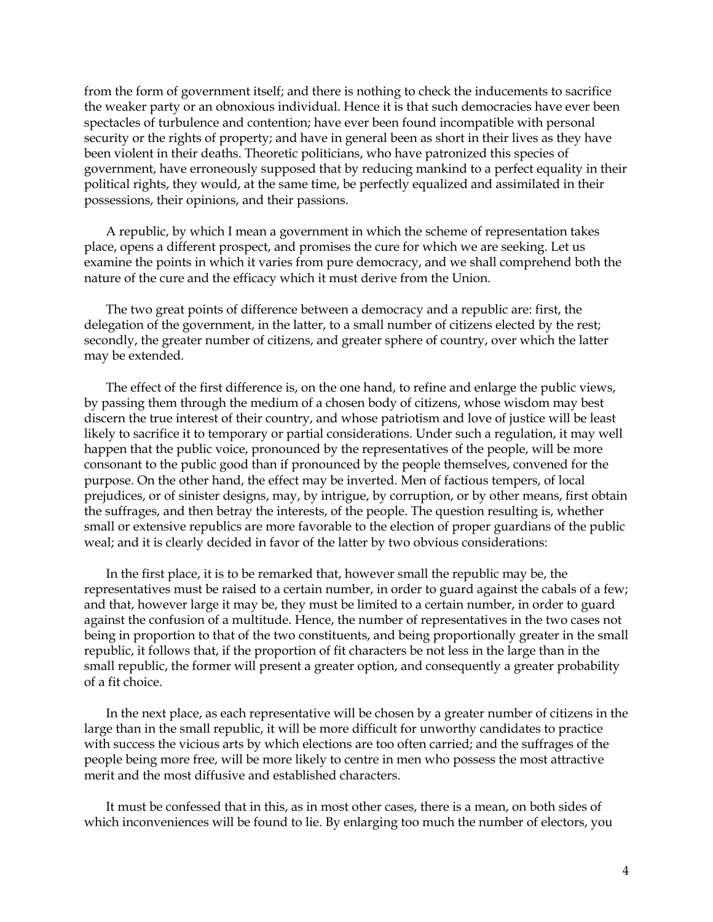from the form of government itself; and there is nothing to check the inducements to sacrifice the weaker party or an obnoxious individual. Hence it is that such democracies have ever been spectacles of turbulence and contention; have ever been found incompatible with personal security or the rights of property; and have in general been as short in their lives as they have been violent in their deaths. Theoretic politicians, who have patronized this species of government, have erroneously supposed that by reducing mankind to a perfect equality in their political rights, they would, at the same time, be perfectly equalized and assimilated in their possessions, their opinions, and their passions.

A republic, by which I mean a government in which the scheme of representation takes place, opens a different prospect, and promises the cure for which we are seeking. Let us examine the points in which it varies from pure democracy, and we shall comprehend both the nature of the cure and the efficacy which it must derive from the Union.

The two great points of difference between a democracy and a republic are: first, the delegation of the government, in the latter, to a small number of citizens elected by the rest; secondly, the greater number of citizens, and greater sphere of country, over which the latter may be extended.

The effect of the first difference is, on the one hand, to refine and enlarge the public views, by passing them through the medium of a chosen body of citizens, whose wisdom may best discern the true interest of their country, and whose patriotism and love of justice will be least likely to sacrifice it to temporary or partial considerations. Under such a regulation, it may well happen that the public voice, pronounced by the representatives of the people, will be more consonant to the public good than if pronounced by the people themselves, convened for the purpose. On the other hand, the effect may be inverted. Men of factious tempers, of local prejudices, or of sinister designs, may, by intrigue, by corruption, or by other means, first obtain the suffrages, and then betray the interests, of the people. The question resulting is, whether small or extensive republics are more favorable to the election of proper guardians of the public weal; and it is clearly decided in favor of the latter by two obvious considerations:

In the first place, it is to be remarked that, however small the republic may be, the representatives must be raised to a certain number, in order to guard against the cabals of a few; and that, however large it may be, they must be limited to a certain number, in order to guard against the confusion of a multitude. Hence, the number of representatives in the two cases not being in proportion to that of the two constituents, and being proportionally greater in the small republic, it follows that, if the proportion of fit characters be not less in the large than in the small republic, the former will present a greater option, and consequently a greater probability of a fit choice.

In the next place, as each representative will be chosen by a greater number of citizens in the large than in the small republic, it will be more difficult for unworthy candidates to practice with success the vicious arts by which elections are too often carried; and the suffrages of the people being more free, will be more likely to centre in men who possess the most attractive merit and the most diffusive and established characters.

It must be confessed that in this, as in most other cases, there is a mean, on both sides of which inconveniences will be found to lie. By enlarging too much the number of electors, you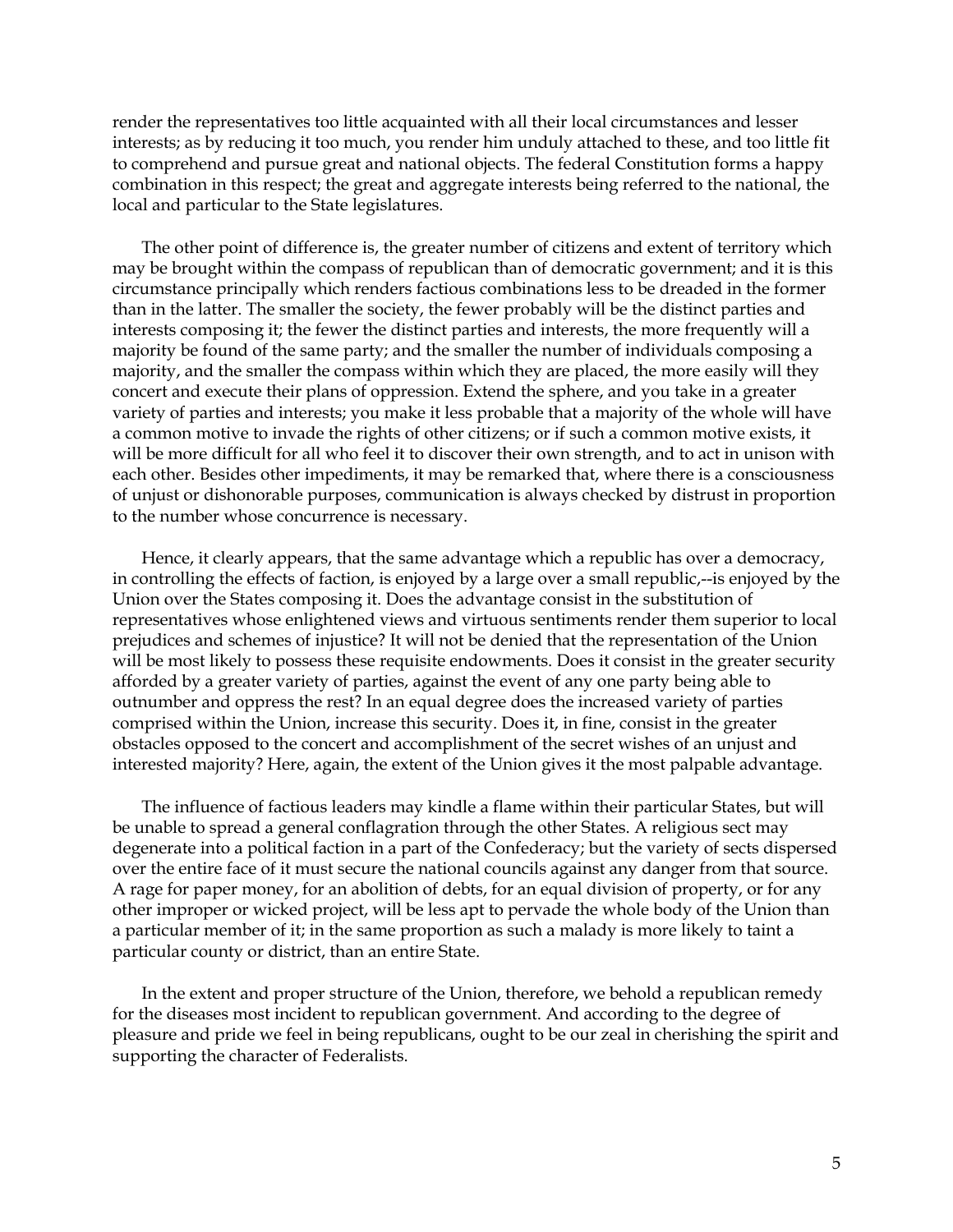render the representatives too little acquainted with all their local circumstances and lesser interests; as by reducing it too much, you render him unduly attached to these, and too little fit to comprehend and pursue great and national objects. The federal Constitution forms a happy combination in this respect; the great and aggregate interests being referred to the national, the local and particular to the State legislatures.

The other point of difference is, the greater number of citizens and extent of territory which may be brought within the compass of republican than of democratic government; and it is this circumstance principally which renders factious combinations less to be dreaded in the former than in the latter. The smaller the society, the fewer probably will be the distinct parties and interests composing it; the fewer the distinct parties and interests, the more frequently will a majority be found of the same party; and the smaller the number of individuals composing a majority, and the smaller the compass within which they are placed, the more easily will they concert and execute their plans of oppression. Extend the sphere, and you take in a greater variety of parties and interests; you make it less probable that a majority of the whole will have a common motive to invade the rights of other citizens; or if such a common motive exists, it will be more difficult for all who feel it to discover their own strength, and to act in unison with each other. Besides other impediments, it may be remarked that, where there is a consciousness of unjust or dishonorable purposes, communication is always checked by distrust in proportion to the number whose concurrence is necessary.

Hence, it clearly appears, that the same advantage which a republic has over a democracy, in controlling the effects of faction, is enjoyed by a large over a small republic,--is enjoyed by the Union over the States composing it. Does the advantage consist in the substitution of representatives whose enlightened views and virtuous sentiments render them superior to local prejudices and schemes of injustice? It will not be denied that the representation of the Union will be most likely to possess these requisite endowments. Does it consist in the greater security afforded by a greater variety of parties, against the event of any one party being able to outnumber and oppress the rest? In an equal degree does the increased variety of parties comprised within the Union, increase this security. Does it, in fine, consist in the greater obstacles opposed to the concert and accomplishment of the secret wishes of an unjust and interested majority? Here, again, the extent of the Union gives it the most palpable advantage.

The influence of factious leaders may kindle a flame within their particular States, but will be unable to spread a general conflagration through the other States. A religious sect may degenerate into a political faction in a part of the Confederacy; but the variety of sects dispersed over the entire face of it must secure the national councils against any danger from that source. A rage for paper money, for an abolition of debts, for an equal division of property, or for any other improper or wicked project, will be less apt to pervade the whole body of the Union than a particular member of it; in the same proportion as such a malady is more likely to taint a particular county or district, than an entire State.

In the extent and proper structure of the Union, therefore, we behold a republican remedy for the diseases most incident to republican government. And according to the degree of pleasure and pride we feel in being republicans, ought to be our zeal in cherishing the spirit and supporting the character of Federalists.